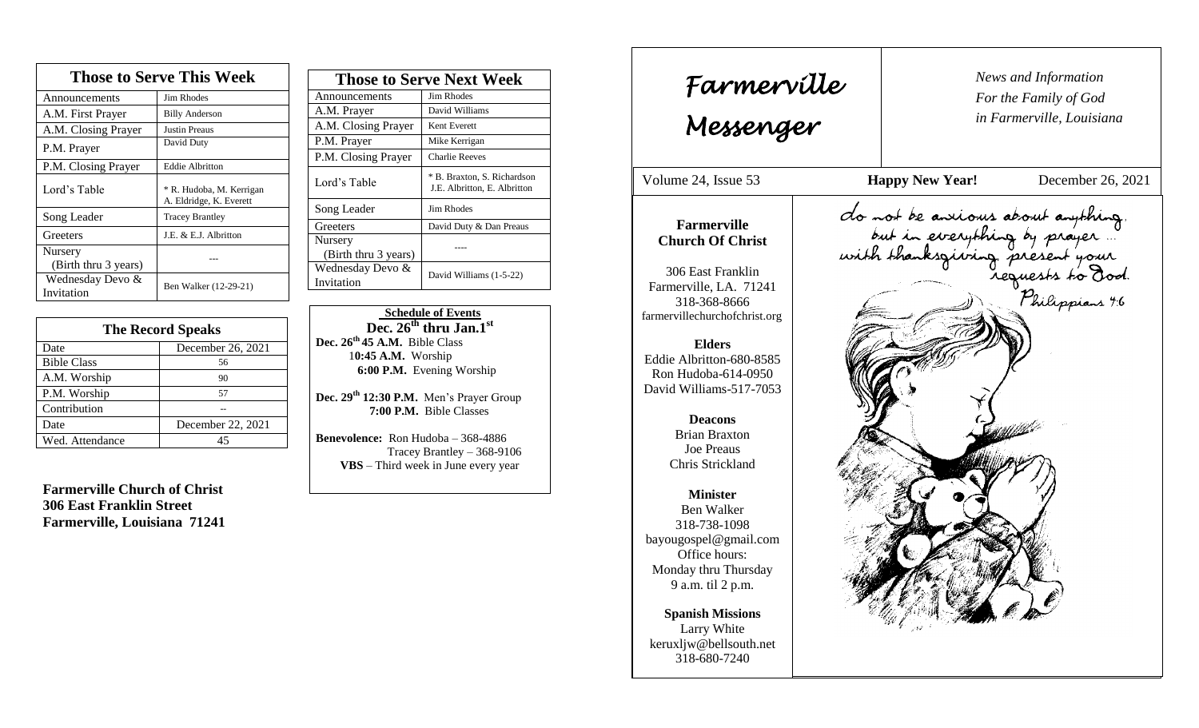## Those to Serve This Week

| Those to Serve This Week | |
|---|---|
| Announcements | Jim Rhodes |
| A.M. First Prayer | Billy Anderson |
| A.M. Closing Prayer | Justin Preaus |
| P.M. Prayer | David Duty |
| P.M. Closing Prayer | Eddie Albritton |
| Lord's Table | * R. Hudoba, M. Kerrigan A. Eldridge, K. Everett |
| Song Leader | Tracey Brantley |
| Greeters | J.E. & E.J. Albritton |
| Nursery (Birth thru 3 years) | --- |
| Wednesday Devo & Invitation | Ben Walker (12-29-21) |

## The Record Speaks

| The Record Speaks | |
|---|---|
| Date | December 26, 2021 |
| Bible Class | 56 |
| A.M. Worship | 90 |
| P.M. Worship | 57 |
| Contribution | -- |
| Date | December 22, 2021 |
| Wed. Attendance | 45 |

**Farmerville Church of Christ**
**306 East Franklin Street**
**Farmerville, Louisiana 71241**

## Those to Serve Next Week

| Those to Serve Next Week | |
|---|---|
| Announcements | Jim Rhodes |
| A.M. Prayer | David Williams |
| A.M. Closing Prayer | Kent Everett |
| P.M. Prayer | Mike Kerrigan |
| P.M. Closing Prayer | Charlie Reeves |
| Lord's Table | * B. Braxton, S. Richardson J.E. Albritton, E. Albritton |
| Song Leader | Jim Rhodes |
| Greeters | David Duty & Dan Preaus |
| Nursery (Birth thru 3 years) | ---- |
| Wednesday Devo & Invitation | David Williams (1-5-22) |

**Schedule of Events**
**Dec. 26th thru Jan.1st**

**Dec. 26th 45 A.M.** Bible Class
**10:45 A.M.** Worship
**6:00 P.M.** Evening Worship

**Dec. 29th 12:30 P.M.** Men's Prayer Group
**7:00 P.M.** Bible Classes

**Benevolence:** Ron Hudoba – 368-4886
Tracey Brantley – 368-9106
**VBS** – Third week in June every year

# Farmerville Messenger

*News and Information For the Family of God in Farmerville, Louisiana*

Volume 24, Issue 53 | **Happy New Year!** | December 26, 2021

**Farmerville Church Of Christ**

306 East Franklin
Farmerville, LA. 71241
318-368-8666
farmervillechurchofchrist.org

**Elders**
Eddie Albritton-680-8585
Ron Hudoba-614-0950
David Williams-517-7053

**Deacons**
Brian Braxton
Joe Preaus
Chris Strickland

**Minister**
Ben Walker
318-738-1098
bayougospel@gmail.com
Office hours:
Monday thru Thursday
9 a.m. til 2 p.m.

**Spanish Missions**
Larry White
keruxljw@bellsouth.net
318-680-7240

*do not be anxious about anything, but in everything by prayer ... with thanksgiving present your requests to God.*
*Philippians 4:6*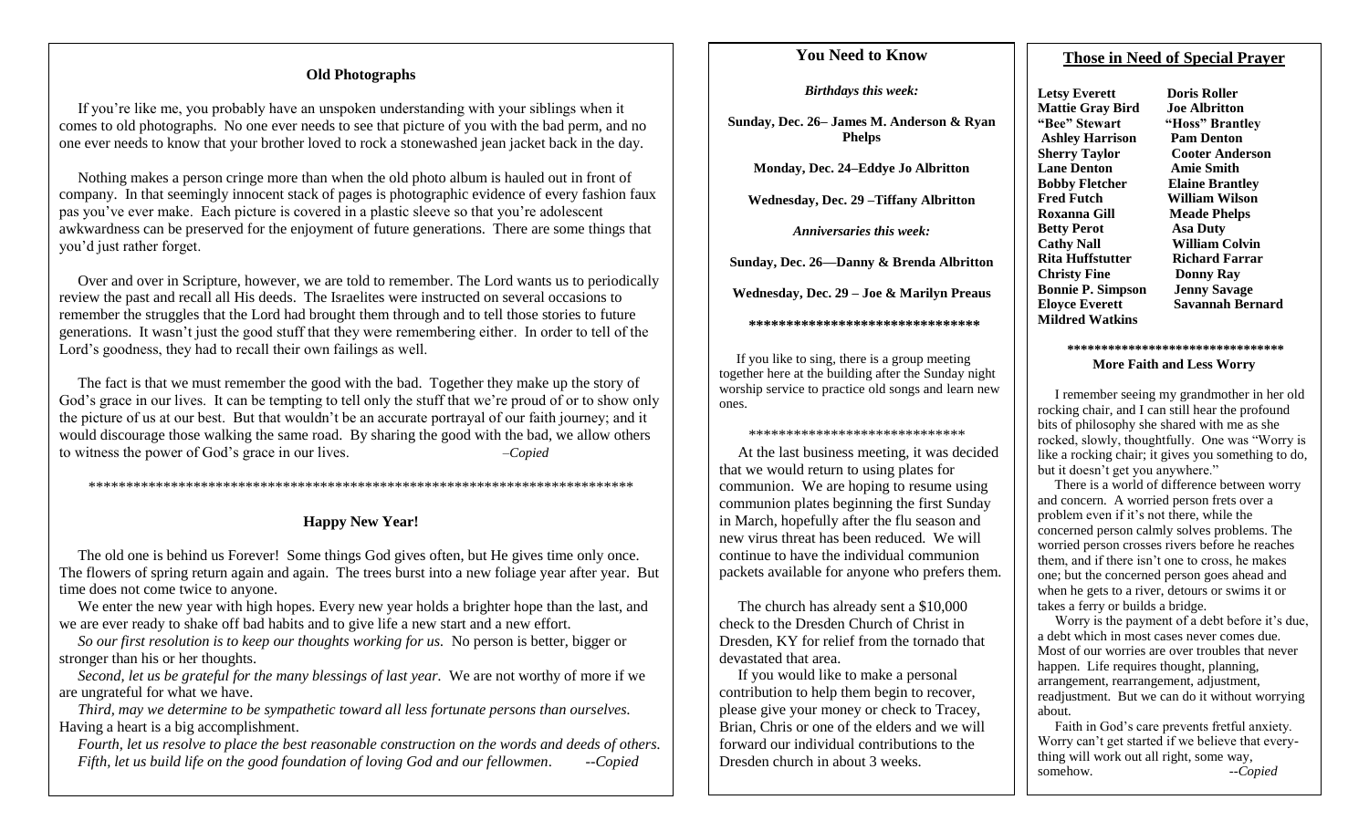### Old Photographs

If you're like me, you probably have an unspoken understanding with your siblings when it comes to old photographs. No one ever needs to see that picture of you with the bad perm, and no one ever needs to know that your brother loved to rock a stonewashed jean jacket back in the day.

Nothing makes a person cringe more than when the old photo album is hauled out in front of company. In that seemingly innocent stack of pages is photographic evidence of every fashion faux pas you've ever make. Each picture is covered in a plastic sleeve so that you're adolescent awkwardness can be preserved for the enjoyment of future generations. There are some things that you'd just rather forget.

Over and over in Scripture, however, we are told to remember. The Lord wants us to periodically review the past and recall all His deeds. The Israelites were instructed on several occasions to remember the struggles that the Lord had brought them through and to tell those stories to future generations. It wasn't just the good stuff that they were remembering either. In order to tell of the Lord's goodness, they had to recall their own failings as well.

The fact is that we must remember the good with the bad. Together they make up the story of God's grace in our lives. It can be tempting to tell only the stuff that we're proud of or to show only the picture of us at our best. But that wouldn't be an accurate portrayal of our faith journey; and it would discourage those walking the same road. By sharing the good with the bad, we allow others to witness the power of God's grace in our lives. *–Copied*

*****************************************************************************

### Happy New Year!

The old one is behind us Forever! Some things God gives often, but He gives time only once. The flowers of spring return again and again. The trees burst into a new foliage year after year. But time does not come twice to anyone.

We enter the new year with high hopes. Every new year holds a brighter hope than the last, and we are ever ready to shake off bad habits and to give life a new start and a new effort.

*So our first resolution is to keep our thoughts working for us.* No person is better, bigger or stronger than his or her thoughts.

*Second, let us be grateful for the many blessings of last year.* We are not worthy of more if we are ungrateful for what we have.

*Third, may we determine to be sympathetic toward all less fortunate persons than ourselves.* Having a heart is a big accomplishment.

*Fourth, let us resolve to place the best reasonable construction on the words and deeds of others.*

*Fifth, let us build life on the good foundation of loving God and our fellowmen. --Copied*

### You Need to Know

***Birthdays this week:***

**Sunday, Dec. 26– James M. Anderson & Ryan Phelps**

**Monday, Dec. 24–Eddye Jo Albritton**

**Wednesday, Dec. 29 –Tiffany Albritton**

***Anniversaries this week:***

**Sunday, Dec. 26—Danny & Brenda Albritton**

**Wednesday, Dec. 29 – Joe & Marilyn Preaus**

********************************

If you like to sing, there is a group meeting together here at the building after the Sunday night worship service to practice old songs and learn new ones.

******************************

At the last business meeting, it was decided that we would return to using plates for communion. We are hoping to resume using communion plates beginning the first Sunday in March, hopefully after the flu season and new virus threat has been reduced. We will continue to have the individual communion packets available for anyone who prefers them.

The church has already sent a $10,000 check to the Dresden Church of Christ in Dresden, KY for relief from the tornado that devastated that area.

If you would like to make a personal contribution to help them begin to recover, please give your money or check to Tracey, Brian, Chris or one of the elders and we will forward our individual contributions to the Dresden church in about 3 weeks.

### Those in Need of Special Prayer

| | |
|---|---|
| **Letsy Everett** | **Doris Roller** |
| **Mattie Gray Bird** | **Joe Albritton** |
| **"Bee" Stewart** | **"Hoss" Brantley** |
| **Ashley Harrison** | **Pam Denton** |
| **Sherry Taylor** | **Cooter Anderson** |
| **Lane Denton** | **Amie Smith** |
| **Bobby Fletcher** | **Elaine Brantley** |
| **Fred Futch** | **William Wilson** |
| **Roxanna Gill** | **Meade Phelps** |
| **Betty Perot** | **Asa Duty** |
| **Cathy Nall** | **William Colvin** |
| **Rita Huffstutter** | **Richard Farrar** |
| **Christy Fine** | **Donny Ray** |
| **Bonnie P. Simpson** | **Jenny Savage** |
| **Eloyce Everett** | **Savannah Bernard** |
| **Mildred Watkins** | |

********************************

**More Faith and Less Worry**

I remember seeing my grandmother in her old rocking chair, and I can still hear the profound bits of philosophy she shared with me as she rocked, slowly, thoughtfully. One was "Worry is like a rocking chair; it gives you something to do, but it doesn't get you anywhere."

There is a world of difference between worry and concern. A worried person frets over a problem even if it's not there, while the concerned person calmly solves problems. The worried person crosses rivers before he reaches them, and if there isn't one to cross, he makes one; but the concerned person goes ahead and when he gets to a river, detours or swims it or takes a ferry or builds a bridge.

Worry is the payment of a debt before it's due, a debt which in most cases never comes due. Most of our worries are over troubles that never happen. Life requires thought, planning, arrangement, rearrangement, adjustment, readjustment. But we can do it without worrying about.

Faith in God's care prevents fretful anxiety. Worry can't get started if we believe that everything will work out all right, some way, somehow. *--Copied*